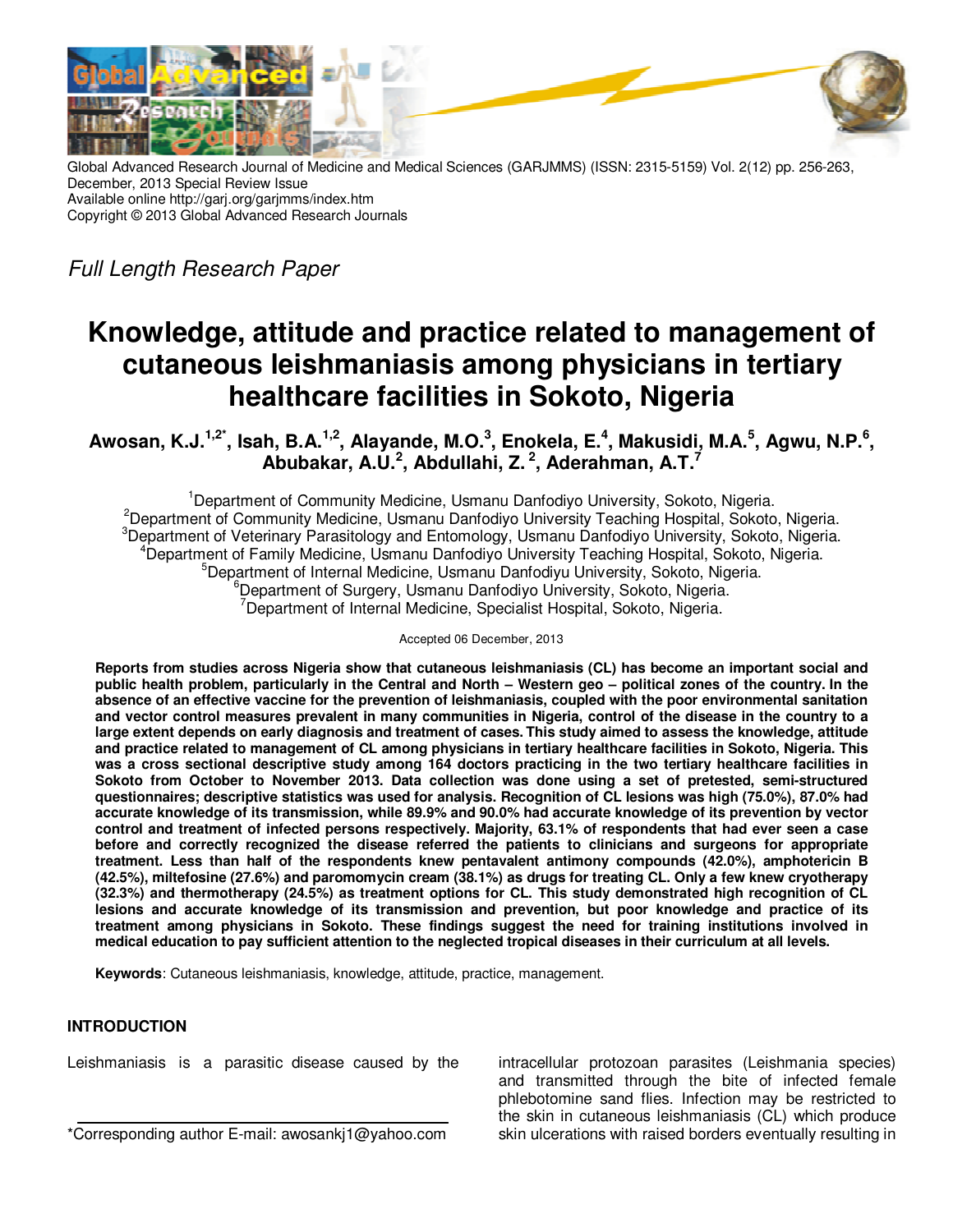Global Advanced Research Journal of Medicine and Medical Sciences (GARJMMS) (ISSN: 2315-5159) Vol. 2(12) pp. 256-263, December, 2013 Special Review Issue
Available online http://garj.org/garjmms/index.htm
Copyright © 2013 Global Advanced Research Journals

*Full Length Research Paper*

# Knowledge, attitude and practice related to management of cutaneous leishmaniasis among physicians in tertiary healthcare facilities in Sokoto, Nigeria

**Awosan, K.J.[1,2*], Isah, B.A.[1,2], Alayande, M.O.[3], Enokela, E.[4], Makusidi, M.A.[5], Agwu, N.P.[6], Abubakar, A.U.[2], Abdullahi, Z.[2], Aderahman, A.T.[7]**

[1]Department of Community Medicine, Usmanu Danfodiyo University, Sokoto, Nigeria.
[2]Department of Community Medicine, Usmanu Danfodiyo University Teaching Hospital, Sokoto, Nigeria.
[3]Department of Veterinary Parasitology and Entomology, Usmanu Danfodiyo University, Sokoto, Nigeria.
[4]Department of Family Medicine, Usmanu Danfodiyo University Teaching Hospital, Sokoto, Nigeria.
[5]Department of Internal Medicine, Usmanu Danfodiyu University, Sokoto, Nigeria.
[6]Department of Surgery, Usmanu Danfodiyo University, Sokoto, Nigeria.
[7]Department of Internal Medicine, Specialist Hospital, Sokoto, Nigeria.

Accepted 06 December, 2013

**Reports from studies across Nigeria show that cutaneous leishmaniasis (CL) has become an important social and public health problem, particularly in the Central and North – Western geo – political zones of the country. In the absence of an effective vaccine for the prevention of leishmaniasis, coupled with the poor environmental sanitation and vector control measures prevalent in many communities in Nigeria, control of the disease in the country to a large extent depends on early diagnosis and treatment of cases. This study aimed to assess the knowledge, attitude and practice related to management of CL among physicians in tertiary healthcare facilities in Sokoto, Nigeria. This was a cross sectional descriptive study among 164 doctors practicing in the two tertiary healthcare facilities in Sokoto from October to November 2013. Data collection was done using a set of pretested, semi-structured questionnaires; descriptive statistics was used for analysis. Recognition of CL lesions was high (75.0%), 87.0% had accurate knowledge of its transmission, while 89.9% and 90.0% had accurate knowledge of its prevention by vector control and treatment of infected persons respectively. Majority, 63.1% of respondents that had ever seen a case before and correctly recognized the disease referred the patients to clinicians and surgeons for appropriate treatment. Less than half of the respondents knew pentavalent antimony compounds (42.0%), amphotericin B (42.5%), miltefosine (27.6%) and paromomycin cream (38.1%) as drugs for treating CL. Only a few knew cryotherapy (32.3%) and thermotherapy (24.5%) as treatment options for CL. This study demonstrated high recognition of CL lesions and accurate knowledge of its transmission and prevention, but poor knowledge and practice of its treatment among physicians in Sokoto. These findings suggest the need for training institutions involved in medical education to pay sufficient attention to the neglected tropical diseases in their curriculum at all levels.**

**Keywords**: Cutaneous leishmaniasis, knowledge, attitude, practice, management.

## INTRODUCTION

Leishmaniasis is a parasitic disease caused by the intracellular protozoan parasites (Leishmania species) and transmitted through the bite of infected female phlebotomine sand flies. Infection may be restricted to the skin in cutaneous leishmaniasis (CL) which produce skin ulcerations with raised borders eventually resulting in

*Corresponding author E-mail: awosankj1@yahoo.com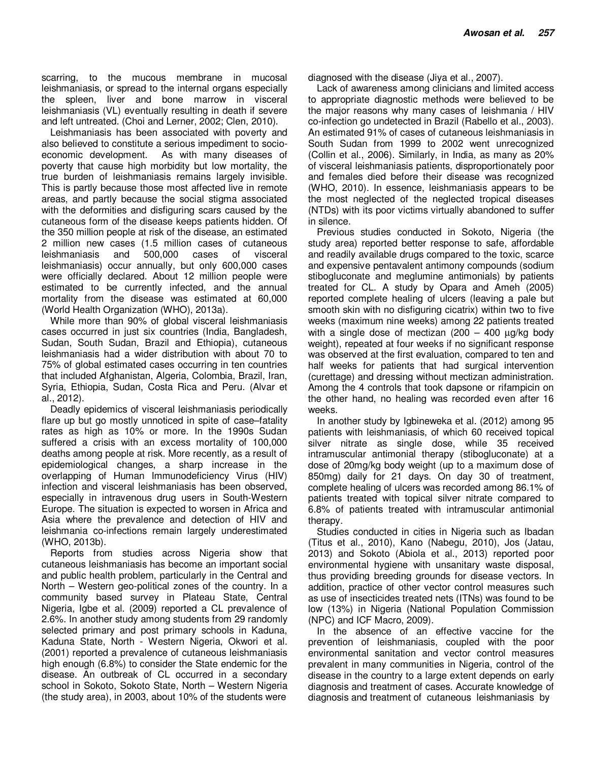scarring, to the mucous membrane in mucosal leishmaniasis, or spread to the internal organs especially the spleen, liver and bone marrow in visceral leishmaniasis (VL) eventually resulting in death if severe and left untreated. (Choi and Lerner, 2002; Clen, 2010).

Leishmaniasis has been associated with poverty and also believed to constitute a serious impediment to socio-economic development. As with many diseases of poverty that cause high morbidity but low mortality, the true burden of leishmaniasis remains largely invisible. This is partly because those most affected live in remote areas, and partly because the social stigma associated with the deformities and disfiguring scars caused by the cutaneous form of the disease keeps patients hidden. Of the 350 million people at risk of the disease, an estimated 2 million new cases (1.5 million cases of cutaneous leishmaniasis and 500,000 cases of visceral leishmaniasis) occur annually, but only 600,000 cases were officially declared. About 12 million people were estimated to be currently infected, and the annual mortality from the disease was estimated at 60,000 (World Health Organization (WHO), 2013a).

While more than 90% of global visceral leishmaniasis cases occurred in just six countries (India, Bangladesh, Sudan, South Sudan, Brazil and Ethiopia), cutaneous leishmaniasis had a wider distribution with about 70 to 75% of global estimated cases occurring in ten countries that included Afghanistan, Algeria, Colombia, Brazil, Iran, Syria, Ethiopia, Sudan, Costa Rica and Peru. (Alvar et al., 2012).

Deadly epidemics of visceral leishmaniasis periodically flare up but go mostly unnoticed in spite of case–fatality rates as high as 10% or more. In the 1990s Sudan suffered a crisis with an excess mortality of 100,000 deaths among people at risk. More recently, as a result of epidemiological changes, a sharp increase in the overlapping of Human Immunodeficiency Virus (HIV) infection and visceral leishmaniasis has been observed, especially in intravenous drug users in South-Western Europe. The situation is expected to worsen in Africa and Asia where the prevalence and detection of HIV and leishmania co-infections remain largely underestimated (WHO, 2013b).

Reports from studies across Nigeria show that cutaneous leishmaniasis has become an important social and public health problem, particularly in the Central and North – Western geo-political zones of the country. In a community based survey in Plateau State, Central Nigeria, Igbe et al. (2009) reported a CL prevalence of 2.6%. In another study among students from 29 randomly selected primary and post primary schools in Kaduna, Kaduna State, North - Western Nigeria, Okwori et al. (2001) reported a prevalence of cutaneous leishmaniasis high enough (6.8%) to consider the State endemic for the disease. An outbreak of CL occurred in a secondary school in Sokoto, Sokoto State, North – Western Nigeria (the study area), in 2003, about 10% of the students were diagnosed with the disease (Jiya et al., 2007).

Lack of awareness among clinicians and limited access to appropriate diagnostic methods were believed to be the major reasons why many cases of leishmania / HIV co-infection go undetected in Brazil (Rabello et al., 2003). An estimated 91% of cases of cutaneous leishmaniasis in South Sudan from 1999 to 2002 went unrecognized (Collin et al., 2006). Similarly, in India, as many as 20% of visceral leishmaniasis patients, disproportionately poor and females died before their disease was recognized (WHO, 2010). In essence, leishmaniasis appears to be the most neglected of the neglected tropical diseases (NTDs) with its poor victims virtually abandoned to suffer in silence.

Previous studies conducted in Sokoto, Nigeria (the study area) reported better response to safe, affordable and readily available drugs compared to the toxic, scarce and expensive pentavalent antimony compounds (sodium stibogluconate and meglumine antimonials) by patients treated for CL. A study by Opara and Ameh (2005) reported complete healing of ulcers (leaving a pale but smooth skin with no disfiguring cicatrix) within two to five weeks (maximum nine weeks) among 22 patients treated with a single dose of mectizan (200 – 400 µg/kg body weight), repeated at four weeks if no significant response was observed at the first evaluation, compared to ten and half weeks for patients that had surgical intervention (curettage) and dressing without mectizan administration. Among the 4 controls that took dapsone or rifampicin on the other hand, no healing was recorded even after 16 weeks.

In another study by Igbineweka et al. (2012) among 95 patients with leishmaniasis, of which 60 received topical silver nitrate as single dose, while 35 received intramuscular antimonial therapy (stibogluconate) at a dose of 20mg/kg body weight (up to a maximum dose of 850mg) daily for 21 days. On day 30 of treatment, complete healing of ulcers was recorded among 86.1% of patients treated with topical silver nitrate compared to 6.8% of patients treated with intramuscular antimonial therapy.

Studies conducted in cities in Nigeria such as Ibadan (Titus et al., 2010), Kano (Nabegu, 2010), Jos (Jatau, 2013) and Sokoto (Abiola et al., 2013) reported poor environmental hygiene with unsanitary waste disposal, thus providing breeding grounds for disease vectors. In addition, practice of other vector control measures such as use of insecticides treated nets (ITNs) was found to be low (13%) in Nigeria (National Population Commission (NPC) and ICF Macro, 2009).

In the absence of an effective vaccine for the prevention of leishmaniasis, coupled with the poor environmental sanitation and vector control measures prevalent in many communities in Nigeria, control of the disease in the country to a large extent depends on early diagnosis and treatment of cases. Accurate knowledge of diagnosis and treatment of cutaneous leishmaniasis by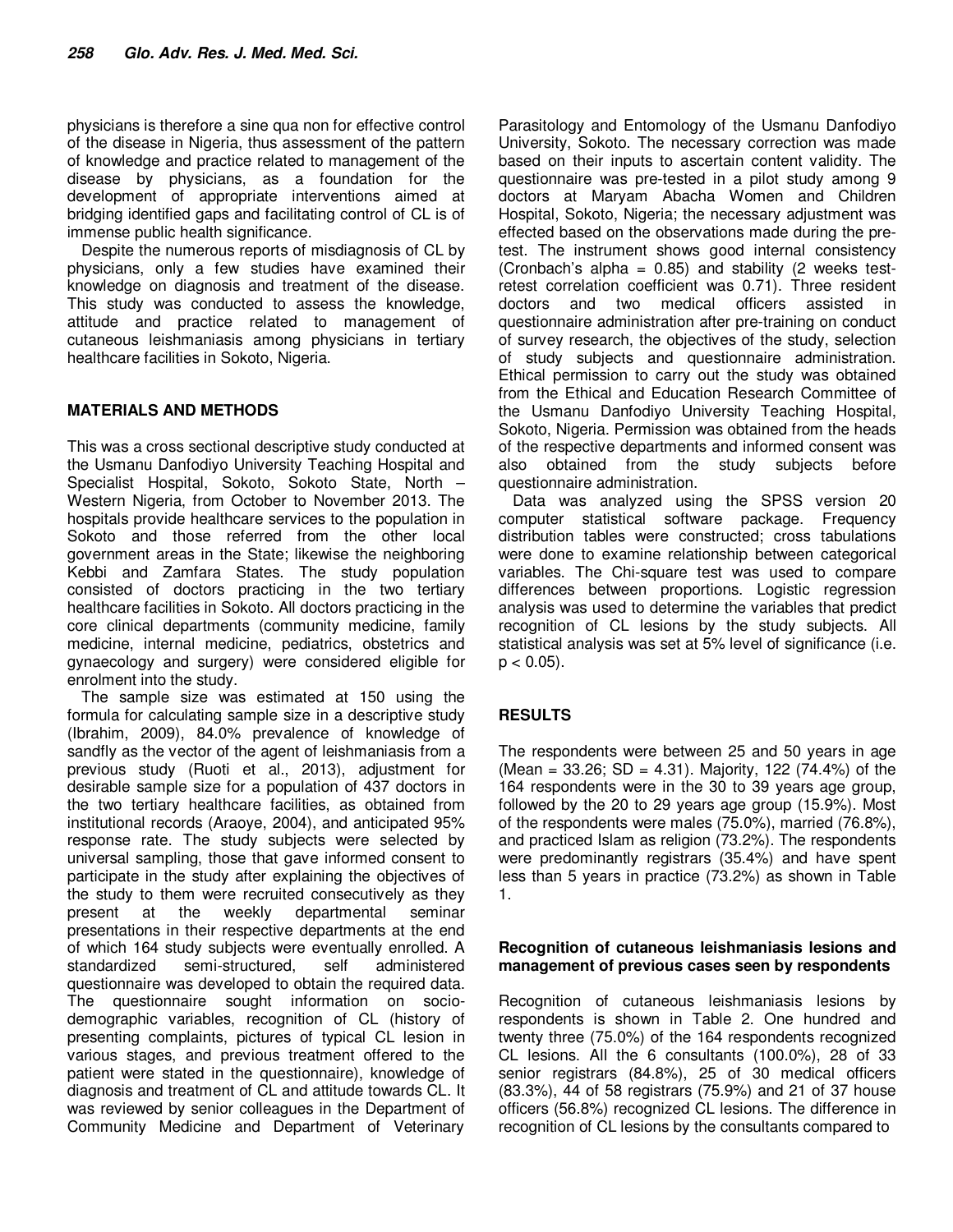physicians is therefore a sine qua non for effective control of the disease in Nigeria, thus assessment of the pattern of knowledge and practice related to management of the disease by physicians, as a foundation for the development of appropriate interventions aimed at bridging identified gaps and facilitating control of CL is of immense public health significance.

Despite the numerous reports of misdiagnosis of CL by physicians, only a few studies have examined their knowledge on diagnosis and treatment of the disease. This study was conducted to assess the knowledge, attitude and practice related to management of cutaneous leishmaniasis among physicians in tertiary healthcare facilities in Sokoto, Nigeria.

## MATERIALS AND METHODS

This was a cross sectional descriptive study conducted at the Usmanu Danfodiyo University Teaching Hospital and Specialist Hospital, Sokoto, Sokoto State, North – Western Nigeria, from October to November 2013. The hospitals provide healthcare services to the population in Sokoto and those referred from the other local government areas in the State; likewise the neighboring Kebbi and Zamfara States. The study population consisted of doctors practicing in the two tertiary healthcare facilities in Sokoto. All doctors practicing in the core clinical departments (community medicine, family medicine, internal medicine, pediatrics, obstetrics and gynaecology and surgery) were considered eligible for enrolment into the study.

The sample size was estimated at 150 using the formula for calculating sample size in a descriptive study (Ibrahim, 2009), 84.0% prevalence of knowledge of sandfly as the vector of the agent of leishmaniasis from a previous study (Ruoti et al., 2013), adjustment for desirable sample size for a population of 437 doctors in the two tertiary healthcare facilities, as obtained from institutional records (Araoye, 2004), and anticipated 95% response rate. The study subjects were selected by universal sampling, those that gave informed consent to participate in the study after explaining the objectives of the study to them were recruited consecutively as they present at the weekly departmental seminar presentations in their respective departments at the end of which 164 study subjects were eventually enrolled. A standardized semi-structured, self administered questionnaire was developed to obtain the required data. The questionnaire sought information on socio-demographic variables, recognition of CL (history of presenting complaints, pictures of typical CL lesion in various stages, and previous treatment offered to the patient were stated in the questionnaire), knowledge of diagnosis and treatment of CL and attitude towards CL. It was reviewed by senior colleagues in the Department of Community Medicine and Department of Veterinary Parasitology and Entomology of the Usmanu Danfodiyo University, Sokoto. The necessary correction was made based on their inputs to ascertain content validity. The questionnaire was pre-tested in a pilot study among 9 doctors at Maryam Abacha Women and Children Hospital, Sokoto, Nigeria; the necessary adjustment was effected based on the observations made during the pre-test. The instrument shows good internal consistency (Cronbach's alpha = 0.85) and stability (2 weeks test-retest correlation coefficient was 0.71). Three resident doctors and two medical officers assisted in questionnaire administration after pre-training on conduct of survey research, the objectives of the study, selection of study subjects and questionnaire administration. Ethical permission to carry out the study was obtained from the Ethical and Education Research Committee of the Usmanu Danfodiyo University Teaching Hospital, Sokoto, Nigeria. Permission was obtained from the heads of the respective departments and informed consent was also obtained from the study subjects before questionnaire administration.

Data was analyzed using the SPSS version 20 computer statistical software package. Frequency distribution tables were constructed; cross tabulations were done to examine relationship between categorical variables. The Chi-square test was used to compare differences between proportions. Logistic regression analysis was used to determine the variables that predict recognition of CL lesions by the study subjects. All statistical analysis was set at 5% level of significance (i.e. $p < 0.05$).

## RESULTS

The respondents were between 25 and 50 years in age (Mean = 33.26; SD = 4.31). Majority, 122 (74.4%) of the 164 respondents were in the 30 to 39 years age group, followed by the 20 to 29 years age group (15.9%). Most of the respondents were males (75.0%), married (76.8%), and practiced Islam as religion (73.2%). The respondents were predominantly registrars (35.4%) and have spent less than 5 years in practice (73.2%) as shown in Table 1.

### Recognition of cutaneous leishmaniasis lesions and management of previous cases seen by respondents

Recognition of cutaneous leishmaniasis lesions by respondents is shown in Table 2. One hundred and twenty three (75.0%) of the 164 respondents recognized CL lesions. All the 6 consultants (100.0%), 28 of 33 senior registrars (84.8%), 25 of 30 medical officers (83.3%), 44 of 58 registrars (75.9%) and 21 of 37 house officers (56.8%) recognized CL lesions. The difference in recognition of CL lesions by the consultants compared to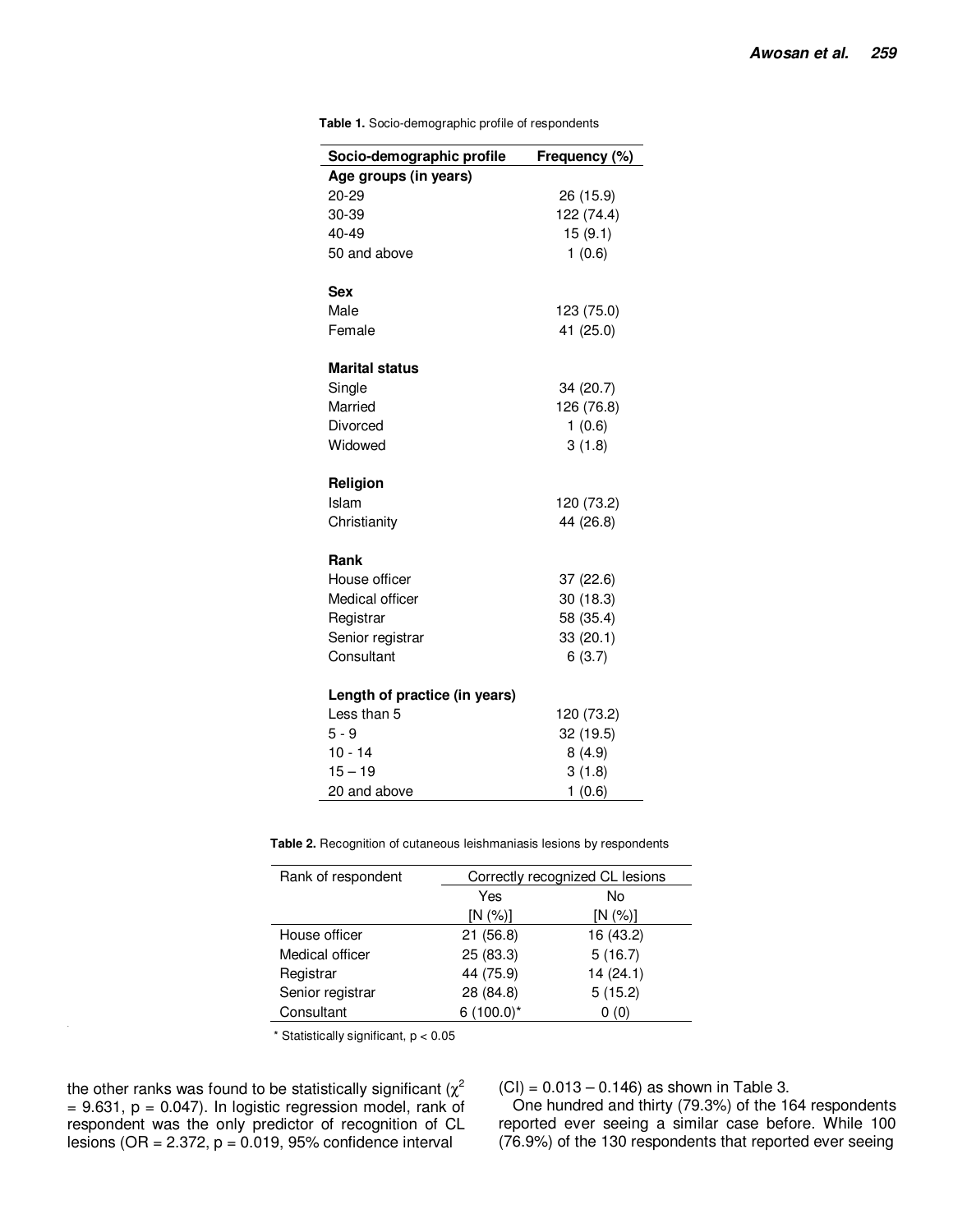**Table 1.** Socio-demographic profile of respondents

| Socio-demographic profile | Frequency (%) |
|---|---|
| **Age groups (in years)** | |
| 20-29 | 26 (15.9) |
| 30-39 | 122 (74.4) |
| 40-49 | 15 (9.1) |
| 50 and above | 1 (0.6) |
| **Sex** | |
| Male | 123 (75.0) |
| Female | 41 (25.0) |
| **Marital status** | |
| Single | 34 (20.7) |
| Married | 126 (76.8) |
| Divorced | 1 (0.6) |
| Widowed | 3 (1.8) |
| **Religion** | |
| Islam | 120 (73.2) |
| Christianity | 44 (26.8) |
| **Rank** | |
| House officer | 37 (22.6) |
| Medical officer | 30 (18.3) |
| Registrar | 58 (35.4) |
| Senior registrar | 33 (20.1) |
| Consultant | 6 (3.7) |
| **Length of practice (in years)** | |
| Less than 5 | 120 (73.2) |
| 5 - 9 | 32 (19.5) |
| 10 - 14 | 8 (4.9) |
| 15 – 19 | 3 (1.8) |
| 20 and above | 1 (0.6) |

**Table 2.** Recognition of cutaneous leishmaniasis lesions by respondents

| Rank of respondent | Correctly recognized CL lesions | |
|---|---|---|
| | Yes [N (%)] | No [N (%)] |
| House officer | 21 (56.8) | 16 (43.2) |
| Medical officer | 25 (83.3) | 5 (16.7) |
| Registrar | 44 (75.9) | 14 (24.1) |
| Senior registrar | 28 (84.8) | 5 (15.2) |
| Consultant | 6 (100.0)* | 0 (0) |

\* Statistically significant, $p < 0.05$

the other ranks was found to be statistically significant ($\chi^2 = 9.631$, $p = 0.047$). In logistic regression model, rank of respondent was the only predictor of recognition of CL lesions (OR = 2.372, $p = 0.019$, 95% confidence interval (CI) = 0.013 – 0.146) as shown in Table 3.

One hundred and thirty (79.3%) of the 164 respondents reported ever seeing a similar case before. While 100 (76.9%) of the 130 respondents that reported ever seeing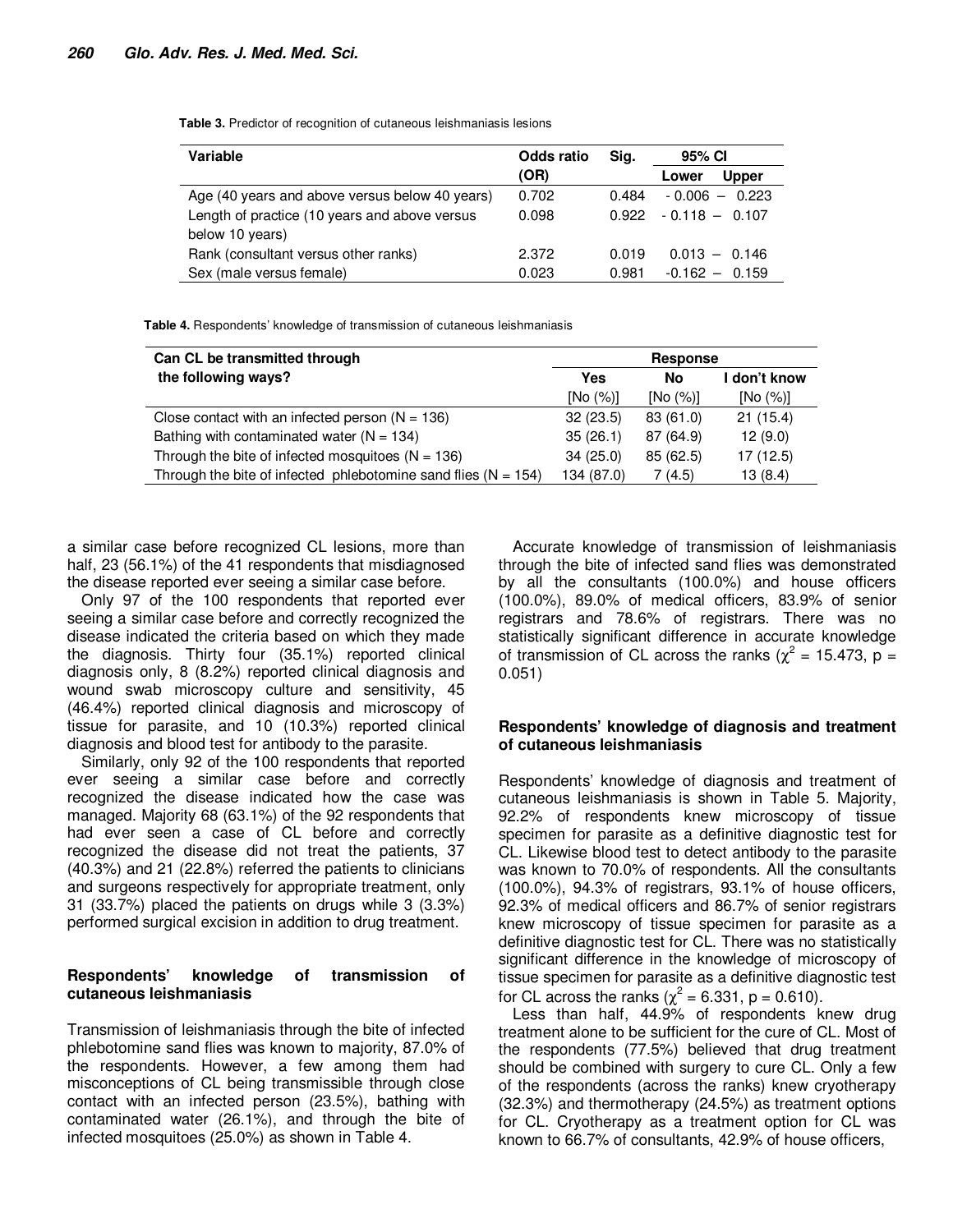**Table 3.** Predictor of recognition of cutaneous leishmaniasis lesions

| Variable | Odds ratio (OR) | Sig. | 95% CI | |
|---|---|---|---|---|
| | | | Lower | Upper |
| Age (40 years and above versus below 40 years) | 0.702 | 0.484 | - 0.006 – | 0.223 |
| Length of practice (10 years and above versus below 10 years) | 0.098 | 0.922 | - 0.118 – | 0.107 |
| Rank (consultant versus other ranks) | 2.372 | 0.019 | 0.013 – | 0.146 |
| Sex (male versus female) | 0.023 | 0.981 | -0.162 – | 0.159 |

**Table 4.** Respondents' knowledge of transmission of cutaneous leishmaniasis

| Can CL be transmitted through the following ways? | Response | | |
|---|---|---|---|
| | Yes [No (%)] | No [No (%)] | I don't know [No (%)] |
| Close contact with an infected person (N = 136) | 32 (23.5) | 83 (61.0) | 21 (15.4) |
| Bathing with contaminated water (N = 134) | 35 (26.1) | 87 (64.9) | 12 (9.0) |
| Through the bite of infected mosquitoes (N = 136) | 34 (25.0) | 85 (62.5) | 17 (12.5) |
| Through the bite of infected phlebotomine sand flies (N = 154) | 134 (87.0) | 7 (4.5) | 13 (8.4) |

a similar case before recognized CL lesions, more than half, 23 (56.1%) of the 41 respondents that misdiagnosed the disease reported ever seeing a similar case before.

Only 97 of the 100 respondents that reported ever seeing a similar case before and correctly recognized the disease indicated the criteria based on which they made the diagnosis. Thirty four (35.1%) reported clinical diagnosis only, 8 (8.2%) reported clinical diagnosis and wound swab microscopy culture and sensitivity, 45 (46.4%) reported clinical diagnosis and microscopy of tissue for parasite, and 10 (10.3%) reported clinical diagnosis and blood test for antibody to the parasite.

Similarly, only 92 of the 100 respondents that reported ever seeing a similar case before and correctly recognized the disease indicated how the case was managed. Majority 68 (63.1%) of the 92 respondents that had ever seen a case of CL before and correctly recognized the disease did not treat the patients, 37 (40.3%) and 21 (22.8%) referred the patients to clinicians and surgeons respectively for appropriate treatment, only 31 (33.7%) placed the patients on drugs while 3 (3.3%) performed surgical excision in addition to drug treatment.

## Respondents' knowledge of transmission of cutaneous leishmaniasis

Transmission of leishmaniasis through the bite of infected phlebotomine sand flies was known to majority, 87.0% of the respondents. However, a few among them had misconceptions of CL being transmissible through close contact with an infected person (23.5%), bathing with contaminated water (26.1%), and through the bite of infected mosquitoes (25.0%) as shown in Table 4.

Accurate knowledge of transmission of leishmaniasis through the bite of infected sand flies was demonstrated by all the consultants (100.0%) and house officers (100.0%), 89.0% of medical officers, 83.9% of senior registrars and 78.6% of registrars. There was no statistically significant difference in accurate knowledge of transmission of CL across the ranks ($\chi^2$ = 15.473, p = 0.051)

## Respondents' knowledge of diagnosis and treatment of cutaneous leishmaniasis

Respondents' knowledge of diagnosis and treatment of cutaneous leishmaniasis is shown in Table 5. Majority, 92.2% of respondents knew microscopy of tissue specimen for parasite as a definitive diagnostic test for CL. Likewise blood test to detect antibody to the parasite was known to 70.0% of respondents. All the consultants (100.0%), 94.3% of registrars, 93.1% of house officers, 92.3% of medical officers and 86.7% of senior registrars knew microscopy of tissue specimen for parasite as a definitive diagnostic test for CL. There was no statistically significant difference in the knowledge of microscopy of tissue specimen for parasite as a definitive diagnostic test for CL across the ranks ($\chi^2$ = 6.331, p = 0.610).

Less than half, 44.9% of respondents knew drug treatment alone to be sufficient for the cure of CL. Most of the respondents (77.5%) believed that drug treatment should be combined with surgery to cure CL. Only a few of the respondents (across the ranks) knew cryotherapy (32.3%) and thermotherapy (24.5%) as treatment options for CL. Cryotherapy as a treatment option for CL was known to 66.7% of consultants, 42.9% of house officers,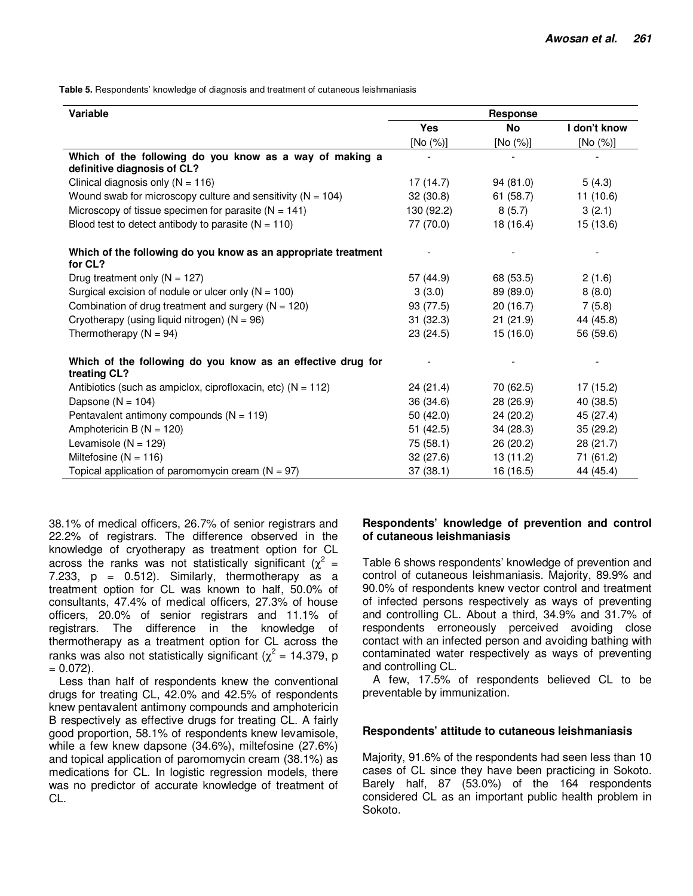**Table 5.** Respondents' knowledge of diagnosis and treatment of cutaneous leishmaniasis

| Variable | Response | | |
|---|---|---|---|
| | Yes [No (%)] | No [No (%)] | I don't know [No (%)] |
| **Which of the following do you know as a way of making a definitive diagnosis of CL?** | - | - | - |
| Clinical diagnosis only (N = 116) | 17 (14.7) | 94 (81.0) | 5 (4.3) |
| Wound swab for microscopy culture and sensitivity (N = 104) | 32 (30.8) | 61 (58.7) | 11 (10.6) |
| Microscopy of tissue specimen for parasite (N = 141) | 130 (92.2) | 8 (5.7) | 3 (2.1) |
| Blood test to detect antibody to parasite (N = 110) | 77 (70.0) | 18 (16.4) | 15 (13.6) |
| **Which of the following do you know as an appropriate treatment for CL?** | - | - | - |
| Drug treatment only (N = 127) | 57 (44.9) | 68 (53.5) | 2 (1.6) |
| Surgical excision of nodule or ulcer only (N = 100) | 3 (3.0) | 89 (89.0) | 8 (8.0) |
| Combination of drug treatment and surgery (N = 120) | 93 (77.5) | 20 (16.7) | 7 (5.8) |
| Cryotherapy (using liquid nitrogen) (N = 96) | 31 (32.3) | 21 (21.9) | 44 (45.8) |
| Thermotherapy (N = 94) | 23 (24.5) | 15 (16.0) | 56 (59.6) |
| **Which of the following do you know as an effective drug for treating CL?** | - | - | - |
| Antibiotics (such as ampiclox, ciprofloxacin, etc) (N = 112) | 24 (21.4) | 70 (62.5) | 17 (15.2) |
| Dapsone (N = 104) | 36 (34.6) | 28 (26.9) | 40 (38.5) |
| Pentavalent antimony compounds (N = 119) | 50 (42.0) | 24 (20.2) | 45 (27.4) |
| Amphotericin B (N = 120) | 51 (42.5) | 34 (28.3) | 35 (29.2) |
| Levamisole (N = 129) | 75 (58.1) | 26 (20.2) | 28 (21.7) |
| Miltefosine (N = 116) | 32 (27.6) | 13 (11.2) | 71 (61.2) |
| Topical application of paromomycin cream (N = 97) | 37 (38.1) | 16 (16.5) | 44 (45.4) |

38.1% of medical officers, 26.7% of senior registrars and 22.2% of registrars. The difference observed in the knowledge of cryotherapy as treatment option for CL across the ranks was not statistically significant ($\chi^2$ = 7.233, p = 0.512). Similarly, thermotherapy as a treatment option for CL was known to half, 50.0% of consultants, 47.4% of medical officers, 27.3% of house officers, 20.0% of senior registrars and 11.1% of registrars. The difference in the knowledge of thermotherapy as a treatment option for CL across the ranks was also not statistically significant ($\chi^2$ = 14.379, p = 0.072).

Less than half of respondents knew the conventional drugs for treating CL, 42.0% and 42.5% of respondents knew pentavalent antimony compounds and amphotericin B respectively as effective drugs for treating CL. A fairly good proportion, 58.1% of respondents knew levamisole, while a few knew dapsone (34.6%), miltefosine (27.6%) and topical application of paromomycin cream (38.1%) as medications for CL. In logistic regression models, there was no predictor of accurate knowledge of treatment of CL.

## Respondents' knowledge of prevention and control of cutaneous leishmaniasis

Table 6 shows respondents' knowledge of prevention and control of cutaneous leishmaniasis. Majority, 89.9% and 90.0% of respondents knew vector control and treatment of infected persons respectively as ways of preventing and controlling CL. About a third, 34.9% and 31.7% of respondents erroneously perceived avoiding close contact with an infected person and avoiding bathing with contaminated water respectively as ways of preventing and controlling CL.

A few, 17.5% of respondents believed CL to be preventable by immunization.

## Respondents' attitude to cutaneous leishmaniasis

Majority, 91.6% of the respondents had seen less than 10 cases of CL since they have been practicing in Sokoto. Barely half, 87 (53.0%) of the 164 respondents considered CL as an important public health problem in Sokoto.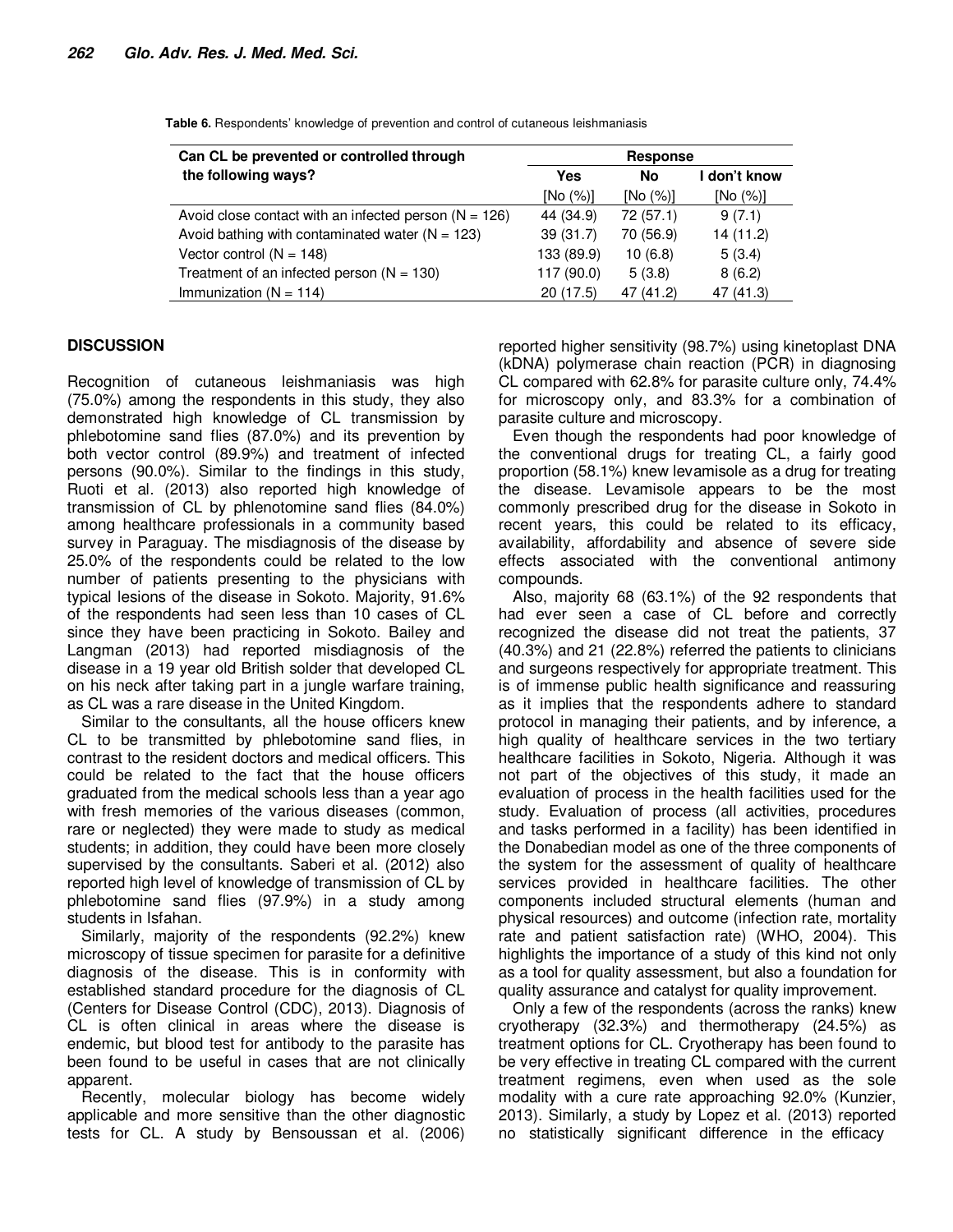**Table 6.** Respondents' knowledge of prevention and control of cutaneous leishmaniasis

| Can CL be prevented or controlled through the following ways? | Response | | |
|---|---|---|---|
| | Yes [No (%)] | No [No (%)] | I don't know [No (%)] |
| Avoid close contact with an infected person (N = 126) | 44 (34.9) | 72 (57.1) | 9 (7.1) |
| Avoid bathing with contaminated water (N = 123) | 39 (31.7) | 70 (56.9) | 14 (11.2) |
| Vector control (N = 148) | 133 (89.9) | 10 (6.8) | 5 (3.4) |
| Treatment of an infected person (N = 130) | 117 (90.0) | 5 (3.8) | 8 (6.2) |
| Immunization (N = 114) | 20 (17.5) | 47 (41.2) | 47 (41.3) |

## DISCUSSION

Recognition of cutaneous leishmaniasis was high (75.0%) among the respondents in this study, they also demonstrated high knowledge of CL transmission by phlebotomine sand flies (87.0%) and its prevention by both vector control (89.9%) and treatment of infected persons (90.0%). Similar to the findings in this study, Ruoti et al. (2013) also reported high knowledge of transmission of CL by phlenotomine sand flies (84.0%) among healthcare professionals in a community based survey in Paraguay. The misdiagnosis of the disease by 25.0% of the respondents could be related to the low number of patients presenting to the physicians with typical lesions of the disease in Sokoto. Majority, 91.6% of the respondents had seen less than 10 cases of CL since they have been practicing in Sokoto. Bailey and Langman (2013) had reported misdiagnosis of the disease in a 19 year old British solder that developed CL on his neck after taking part in a jungle warfare training, as CL was a rare disease in the United Kingdom.

Similar to the consultants, all the house officers knew CL to be transmitted by phlebotomine sand flies, in contrast to the resident doctors and medical officers. This could be related to the fact that the house officers graduated from the medical schools less than a year ago with fresh memories of the various diseases (common, rare or neglected) they were made to study as medical students; in addition, they could have been more closely supervised by the consultants. Saberi et al. (2012) also reported high level of knowledge of transmission of CL by phlebotomine sand flies (97.9%) in a study among students in Isfahan.

Similarly, majority of the respondents (92.2%) knew microscopy of tissue specimen for parasite for a definitive diagnosis of the disease. This is in conformity with established standard procedure for the diagnosis of CL (Centers for Disease Control (CDC), 2013). Diagnosis of CL is often clinical in areas where the disease is endemic, but blood test for antibody to the parasite has been found to be useful in cases that are not clinically apparent.

Recently, molecular biology has become widely applicable and more sensitive than the other diagnostic tests for CL. A study by Bensoussan et al. (2006) reported higher sensitivity (98.7%) using kinetoplast DNA (kDNA) polymerase chain reaction (PCR) in diagnosing CL compared with 62.8% for parasite culture only, 74.4% for microscopy only, and 83.3% for a combination of parasite culture and microscopy.

Even though the respondents had poor knowledge of the conventional drugs for treating CL, a fairly good proportion (58.1%) knew levamisole as a drug for treating the disease. Levamisole appears to be the most commonly prescribed drug for the disease in Sokoto in recent years, this could be related to its efficacy, availability, affordability and absence of severe side effects associated with the conventional antimony compounds.

Also, majority 68 (63.1%) of the 92 respondents that had ever seen a case of CL before and correctly recognized the disease did not treat the patients, 37 (40.3%) and 21 (22.8%) referred the patients to clinicians and surgeons respectively for appropriate treatment. This is of immense public health significance and reassuring as it implies that the respondents adhere to standard protocol in managing their patients, and by inference, a high quality of healthcare services in the two tertiary healthcare facilities in Sokoto, Nigeria. Although it was not part of the objectives of this study, it made an evaluation of process in the health facilities used for the study. Evaluation of process (all activities, procedures and tasks performed in a facility) has been identified in the Donabedian model as one of the three components of the system for the assessment of quality of healthcare services provided in healthcare facilities. The other components included structural elements (human and physical resources) and outcome (infection rate, mortality rate and patient satisfaction rate) (WHO, 2004). This highlights the importance of a study of this kind not only as a tool for quality assessment, but also a foundation for quality assurance and catalyst for quality improvement.

Only a few of the respondents (across the ranks) knew cryotherapy (32.3%) and thermotherapy (24.5%) as treatment options for CL. Cryotherapy has been found to be very effective in treating CL compared with the current treatment regimens, even when used as the sole modality with a cure rate approaching 92.0% (Kunzier, 2013). Similarly, a study by Lopez et al. (2013) reported no statistically significant difference in the efficacy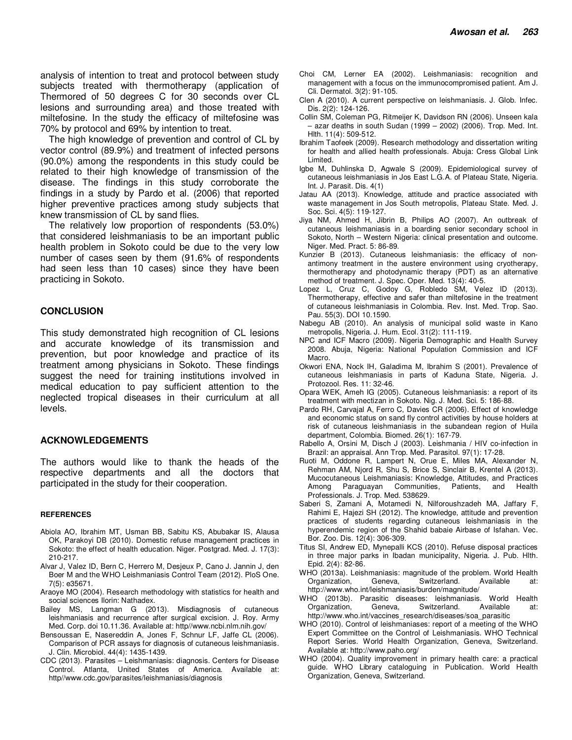analysis of intention to treat and protocol between study subjects treated with thermotherapy (application of Thermored of 50 degrees C for 30 seconds over CL lesions and surrounding area) and those treated with miltefosine. In the study the efficacy of miltefosine was 70% by protocol and 69% by intention to treat.

The high knowledge of prevention and control of CL by vector control (89.9%) and treatment of infected persons (90.0%) among the respondents in this study could be related to their high knowledge of transmission of the disease. The findings in this study corroborate the findings in a study by Pardo et al. (2006) that reported higher preventive practices among study subjects that knew transmission of CL by sand flies.

The relatively low proportion of respondents (53.0%) that considered leishmaniasis to be an important public health problem in Sokoto could be due to the very low number of cases seen by them (91.6% of respondents had seen less than 10 cases) since they have been practicing in Sokoto.

## CONCLUSION

This study demonstrated high recognition of CL lesions and accurate knowledge of its transmission and prevention, but poor knowledge and practice of its treatment among physicians in Sokoto. These findings suggest the need for training institutions involved in medical education to pay sufficient attention to the neglected tropical diseases in their curriculum at all levels.

## ACKNOWLEDGEMENTS

The authors would like to thank the heads of the respective departments and all the doctors that participated in the study for their cooperation.

### REFERENCES

Abiola AO, Ibrahim MT, Usman BB, Sabitu KS, Abubakar IS, Alausa OK, Parakoyi DB (2010). Domestic refuse management practices in Sokoto: the effect of health education. Niger. Postgrad. Med. J. 17(3): 210-217.

Alvar J, Valez ID, Bern C, Herrero M, Desjeux P, Cano J. Jannin J, den Boer M and the WHO Leishmaniasis Control Team (2012). PloS One. 7(5): e35671.

Araoye MO (2004). Research methodology with statistics for health and social sciences Ilorin: Nathadex.

Bailey MS, Langman G (2013). Misdiagnosis of cutaneous leishmaniasis and recurrence after surgical excision. J. Roy. Army Med. Corp. doi 10.11.36. Available at: http//www.ncbi.nlm.nih.gov/

Bensoussan E, Nasereddin A, Jones F, Schnur LF, Jaffe CL (2006). Comparison of PCR assays for diagnosis of cutaneous leishmaniasis. J. Clin. Microbiol. 44(4): 1435-1439.

CDC (2013). Parasites – Leishmaniasis: diagnosis. Centers for Disease Control. Atlanta, United States of America. Available at: http//www.cdc.gov/parasites/leishmaniasis/diagnosis

Choi CM, Lerner EA (2002). Leishmaniasis: recognition and management with a focus on the immunocompromised patient. Am J. Cli. Dermatol. 3(2): 91-105.

Clen A (2010). A current perspective on leishmaniasis. J. Glob. Infec. Dis. 2(2): 124-126.

Collin SM, Coleman PG, Ritmeijer K, Davidson RN (2006). Unseen kala – azar deaths in south Sudan (1999 – 2002) (2006). Trop. Med. Int. Hlth. 11(4): 509-512.

Ibrahim Taofeek (2009). Research methodology and dissertation writing for health and allied health professionals. Abuja: Cress Global Link Limited.

Igbe M, Duhlinska D, Agwale S (2009). Epidemiological survey of cutaneous leishmaniasis in Jos East L.G.A. of Plateau State, Nigeria. Int. J. Parasit. Dis. 4(1)

Jatau AA (2013). Knowledge, attitude and practice associated with waste management in Jos South metropolis, Plateau State. Med. J. Soc. Sci. 4(5): 119-127.

Jiya NM, Ahmed H, Jibrin B, Philips AO (2007). An outbreak of cutaneous leishmaniasis in a boarding senior secondary school in Sokoto, North – Western Nigeria: clinical presentation and outcome. Niger. Med. Pract. 5: 86-89.

Kunzier B (2013). Cutaneous leishmaniasis: the efficacy of non-antimony treatment in the austere environment using cryotherapy, thermotherapy and photodynamic therapy (PDT) as an alternative method of treatment. J. Spec. Oper. Med. 13(4): 40-5.

Lopez L, Cruz C, Godoy G, Robledo SM, Velez ID (2013). Thermotherapy, effective and safer than miltefosine in the treatment of cutaneous leishmaniasis in Colombia. Rev. Inst. Med. Trop. Sao. Pau. 55(3). DOI 10.1590.

Nabegu AB (2010). An analysis of municipal solid waste in Kano metropolis, Nigeria. J. Hum. Ecol. 31(2): 111-119.

NPC and ICF Macro (2009). Nigeria Demographic and Health Survey 2008. Abuja, Nigeria: National Population Commission and ICF Macro.

Okwori ENA, Nock IH, Galadima M, Ibrahim S (2001). Prevalence of cutaneous leishmaniasis in parts of Kaduna State, Nigeria. J. Protozool. Res. 11: 32-46.

Opara WEK, Ameh IG (2005). Cutaneous leishmaniasis: a report of its treatment with mectizan in Sokoto. Nig. J. Med. Sci. 5: 186-88.

Pardo RH, Carvajal A, Ferro C, Davies CR (2006). Effect of knowledge and economic status on sand fly control activities by house holders at risk of cutaneous leishmaniasis in the subandean region of Huila department, Colombia. Biomed. 26(1): 167-79.

Rabello A, Orsini M, Disch J (2003). Leishmania / HIV co-infection in Brazil: an appraisal. Ann Trop. Med. Parasitol. 97(1): 17-28.

Ruoti M, Oddone R, Lampert N, Orue E, Miles MA, Alexander N, Rehman AM, Njord R, Shu S, Brice S, Sinclair B, Krentel A (2013). Mucocutaneous Leishmaniasis: Knowledge, Attitudes, and Practices Among Paraguayan Communities, Patients, and Health Professionals. J. Trop. Med. 538629.

Saberi S, Zamani A, Motamedi N, Nilforoushzadeh MA, Jaffary F, Rahimi E, Hajezi SH (2012). The knowledge, attitude and prevention practices of students regarding cutaneous leishmaniasis in the hyperendemic region of the Shahid babaie Airbase of Isfahan. Vec. Bor. Zoo. Dis. 12(4): 306-309.

Titus SI, Andrew ED, Mynepalli KCS (2010). Refuse disposal practices in three major parks in Ibadan municipality, Nigeria. J. Pub. Hlth. Epid. 2(4): 82-86.

WHO (2013a). Leishmaniasis: magnitude of the problem. World Health Organization, Geneva, Switzerland. Available at: http://www.who.int/leishmaniasis/burden/magnitude/

WHO (2013b). Parasitic diseases: leishmaniasis. World Health Organization, Geneva, Switzerland. Available at: http://www.who.int/vaccines_research/diseases/soa_parasitic

WHO (2010). Control of leishmaniases: report of a meeting of the WHO Expert Committee on the Control of Leishmaniasis. WHO Technical Report Series. World Health Organization, Geneva, Switzerland. Available at: http://www.paho.org/

WHO (2004). Quality improvement in primary health care: a practical guide. WHO Library cataloguing in Publication. World Health Organization, Geneva, Switzerland.